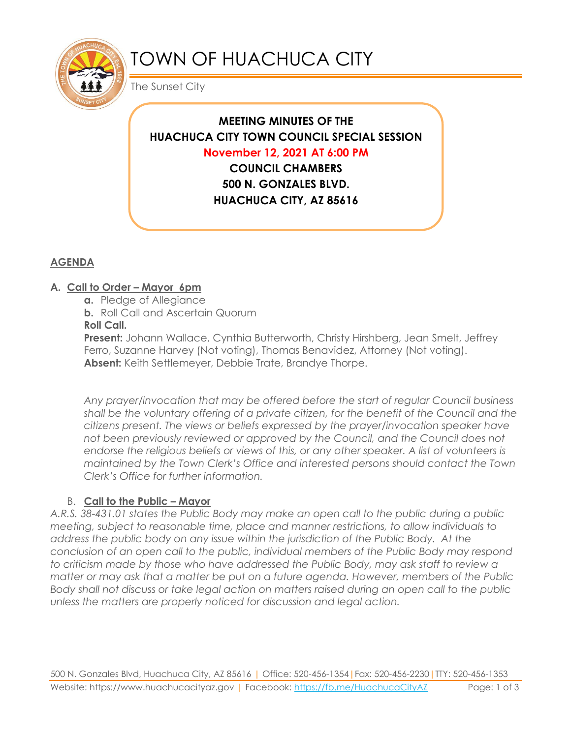# TOWN OF HUACHUCA CITY

The Sunset City

**MEETING MINUTES OF THE**
**HUACHUCA CITY TOWN COUNCIL SPECIAL SESSION**
**November 12, 2021 AT 6:00 PM**
**COUNCIL CHAMBERS**
**500 N. GONZALES BLVD.**
**HUACHUCA CITY, AZ 85616**

## AGENDA

### A. Call to Order – Mayor 6pm

**a.** Pledge of Allegiance

**b.** Roll Call and Ascertain Quorum

**Roll Call.**

**Present:** Johann Wallace, Cynthia Butterworth, Christy Hirshberg, Jean Smelt, Jeffrey Ferro, Suzanne Harvey (Not voting), Thomas Benavidez, Attorney (Not voting).

**Absent:** Keith Settlemeyer, Debbie Trate, Brandye Thorpe.

*Any prayer/invocation that may be offered before the start of regular Council business shall be the voluntary offering of a private citizen, for the benefit of the Council and the citizens present. The views or beliefs expressed by the prayer/invocation speaker have not been previously reviewed or approved by the Council, and the Council does not endorse the religious beliefs or views of this, or any other speaker. A list of volunteers is maintained by the Town Clerk's Office and interested persons should contact the Town Clerk's Office for further information.*

### B. Call to the Public – Mayor

*A.R.S. 38-431.01 states the Public Body may make an open call to the public during a public meeting, subject to reasonable time, place and manner restrictions, to allow individuals to address the public body on any issue within the jurisdiction of the Public Body. At the conclusion of an open call to the public, individual members of the Public Body may respond to criticism made by those who have addressed the Public Body, may ask staff to review a matter or may ask that a matter be put on a future agenda. However, members of the Public Body shall not discuss or take legal action on matters raised during an open call to the public unless the matters are properly noticed for discussion and legal action.*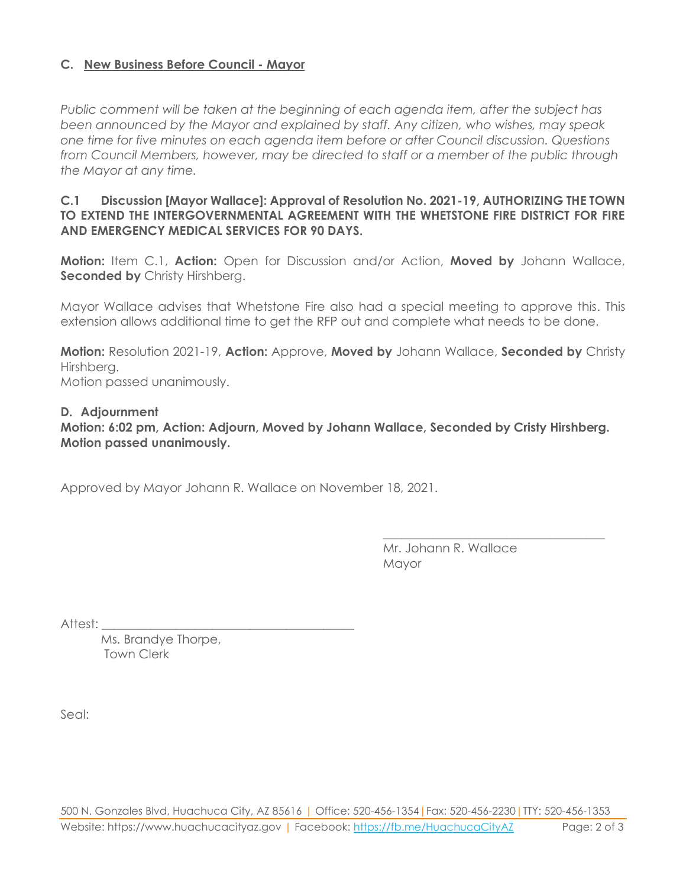## C. New Business Before Council - Mayor

*Public comment will be taken at the beginning of each agenda item, after the subject has been announced by the Mayor and explained by staff. Any citizen, who wishes, may speak one time for five minutes on each agenda item before or after Council discussion. Questions from Council Members, however, may be directed to staff or a member of the public through the Mayor at any time.*

### C.1 Discussion [Mayor Wallace]: Approval of Resolution No. 2021-19, AUTHORIZING THE TOWN TO EXTEND THE INTERGOVERNMENTAL AGREEMENT WITH THE WHETSTONE FIRE DISTRICT FOR FIRE AND EMERGENCY MEDICAL SERVICES FOR 90 DAYS.

**Motion:** Item C.1, **Action:** Open for Discussion and/or Action, **Moved by** Johann Wallace, **Seconded by** Christy Hirshberg.

Mayor Wallace advises that Whetstone Fire also had a special meeting to approve this. This extension allows additional time to get the RFP out and complete what needs to be done.

**Motion:** Resolution 2021-19, **Action:** Approve, **Moved by** Johann Wallace, **Seconded by** Christy Hirshberg.
Motion passed unanimously.

## D. Adjournment

**Motion: 6:02 pm, Action: Adjourn, Moved by Johann Wallace, Seconded by Cristy Hirshberg. Motion passed unanimously.**

Approved by Mayor Johann R. Wallace on November 18, 2021.

\_\_\_\_\_\_\_\_\_\_\_\_\_\_\_\_\_\_\_\_\_\_\_\_\_\_\_\_\_\_\_\_\_\_\_\_
Mr. Johann R. Wallace
Mayor

Attest: \_\_\_\_\_\_\_\_\_\_\_\_\_\_\_\_\_\_\_\_\_\_\_\_\_\_\_\_\_\_\_\_\_\_\_\_\_\_\_\_
Ms. Brandye Thorpe,
Town Clerk

Seal:

500 N. Gonzales Blvd, Huachuca City, AZ 85616 | Office: 520-456-1354 | Fax: 520-456-2230 | TTY: 520-456-1353
Website: https://www.huachucacityaz.gov | Facebook: https://fb.me/HuachucaCityAZ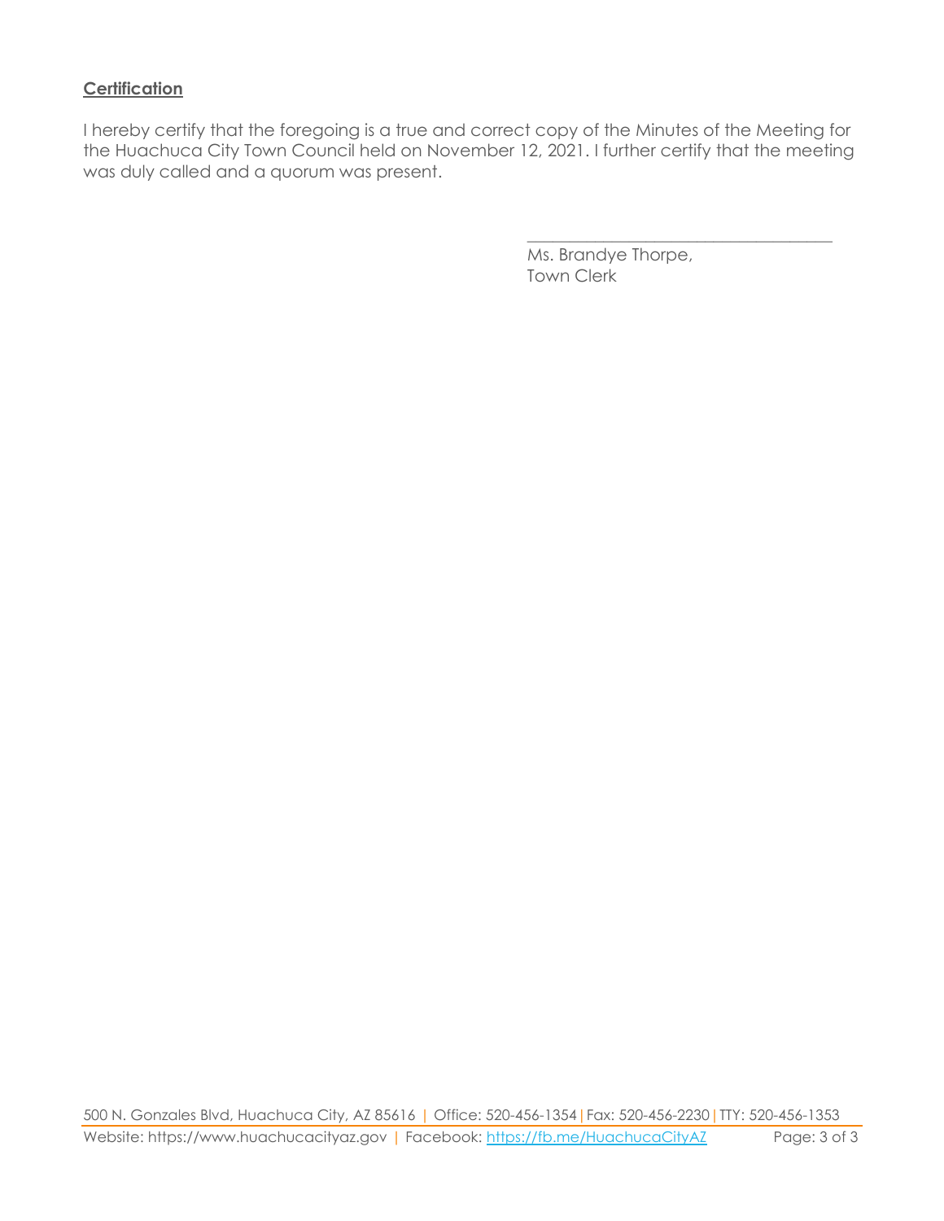**Certification**

I hereby certify that the foregoing is a true and correct copy of the Minutes of the Meeting for the Huachuca City Town Council held on November 12, 2021. I further certify that the meeting was duly called and a quorum was present.

\_\_\_\_\_\_\_\_\_\_\_\_\_\_\_\_\_\_\_\_\_\_\_\_\_\_\_\_\_\_\_\_\_\_\_\_

Ms. Brandye Thorpe,
Town Clerk